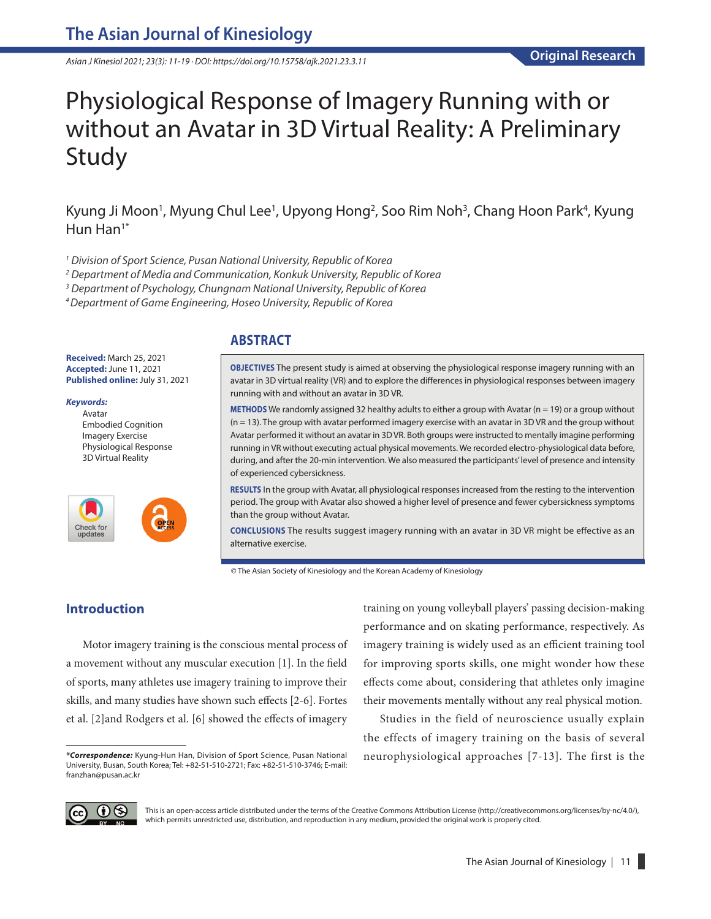Original Research

# Physiological Response of Imagery Running with or without an Avatar in 3D Virtual Reality: A Preliminary Study

Kyung Ji Moon[1], Myung Chul Lee[1], Upyong Hong[2], Soo Rim Noh[3], Chang Hoon Park[4], Kyung Hun Han[1*]

[1] Division of Sport Science, Pusan National University, Republic of Korea
[2] Department of Media and Communication, Konkuk University, Republic of Korea
[3] Department of Psychology, Chungnam National University, Republic of Korea
[4] Department of Game Engineering, Hoseo University, Republic of Korea

**Received:** March 25, 2021
**Accepted:** June 11, 2021
**Published online:** July 31, 2021

***Keywords:***
Avatar
Embodied Cognition
Imagery Exercise
Physiological Response
3D Virtual Reality

## ABSTRACT

**OBJECTIVES** The present study is aimed at observing the physiological response imagery running with an avatar in 3D virtual reality (VR) and to explore the differences in physiological responses between imagery running with and without an avatar in 3D VR.

**METHODS** We randomly assigned 32 healthy adults to either a group with Avatar (n = 19) or a group without (n = 13). The group with avatar performed imagery exercise with an avatar in 3D VR and the group without Avatar performed it without an avatar in 3D VR. Both groups were instructed to mentally imagine performing running in VR without executing actual physical movements. We recorded electro-physiological data before, during, and after the 20-min intervention. We also measured the participants' level of presence and intensity of experienced cybersickness.

**RESULTS** In the group with Avatar, all physiological responses increased from the resting to the intervention period. The group with Avatar also showed a higher level of presence and fewer cybersickness symptoms than the group without Avatar.

**CONCLUSIONS** The results suggest imagery running with an avatar in 3D VR might be effective as an alternative exercise.

© The Asian Society of Kinesiology and the Korean Academy of Kinesiology

## Introduction

Motor imagery training is the conscious mental process of a movement without any muscular execution [1]. In the field of sports, many athletes use imagery training to improve their skills, and many studies have shown such effects [2-6]. Fortes et al. [2]and Rodgers et al. [6] showed the effects of imagery training on young volleyball players' passing decision-making performance and on skating performance, respectively. As imagery training is widely used as an efficient training tool for improving sports skills, one might wonder how these effects come about, considering that athletes only imagine their movements mentally without any real physical motion.

Studies in the field of neuroscience usually explain the effects of imagery training on the basis of several neurophysiological approaches [7-13]. The first is the

***Correspondence:*** Kyung-Hun Han, Division of Sport Science, Pusan National University, Busan, South Korea; Tel: +82-51-510-2721; Fax: +82-51-510-3746; E-mail: franzhan@pusan.ac.kr

This is an open-access article distributed under the terms of the Creative Commons Attribution License (http://creativecommons.org/licenses/by-nc/4.0/), which permits unrestricted use, distribution, and reproduction in any medium, provided the original work is properly cited.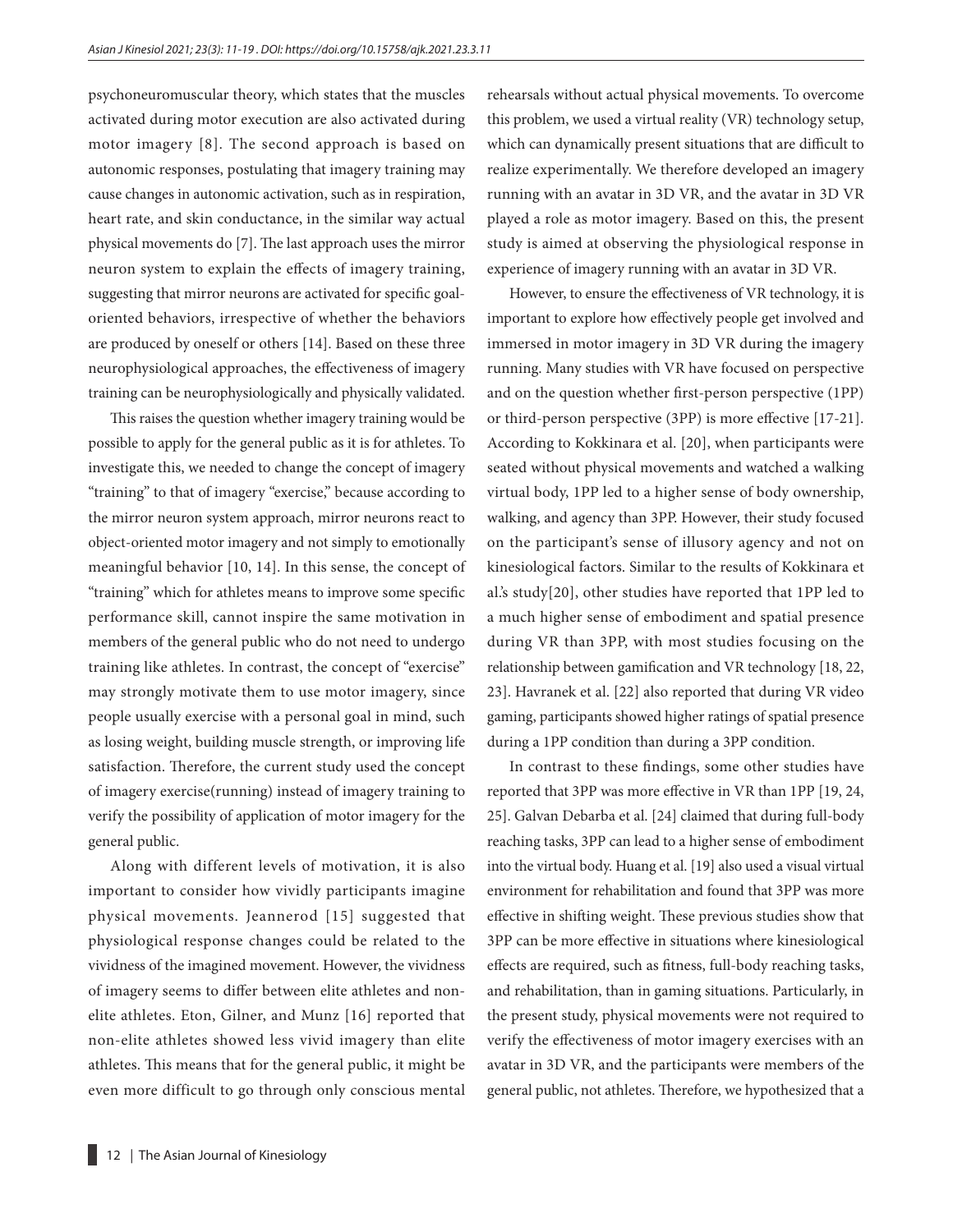psychoneuromuscular theory, which states that the muscles activated during motor execution are also activated during motor imagery [8]. The second approach is based on autonomic responses, postulating that imagery training may cause changes in autonomic activation, such as in respiration, heart rate, and skin conductance, in the similar way actual physical movements do [7]. The last approach uses the mirror neuron system to explain the effects of imagery training, suggesting that mirror neurons are activated for specific goal-oriented behaviors, irrespective of whether the behaviors are produced by oneself or others [14]. Based on these three neurophysiological approaches, the effectiveness of imagery training can be neurophysiologically and physically validated.

This raises the question whether imagery training would be possible to apply for the general public as it is for athletes. To investigate this, we needed to change the concept of imagery "training" to that of imagery "exercise," because according to the mirror neuron system approach, mirror neurons react to object-oriented motor imagery and not simply to emotionally meaningful behavior [10, 14]. In this sense, the concept of "training" which for athletes means to improve some specific performance skill, cannot inspire the same motivation in members of the general public who do not need to undergo training like athletes. In contrast, the concept of "exercise" may strongly motivate them to use motor imagery, since people usually exercise with a personal goal in mind, such as losing weight, building muscle strength, or improving life satisfaction. Therefore, the current study used the concept of imagery exercise(running) instead of imagery training to verify the possibility of application of motor imagery for the general public.

Along with different levels of motivation, it is also important to consider how vividly participants imagine physical movements. Jeannerod [15] suggested that physiological response changes could be related to the vividness of the imagined movement. However, the vividness of imagery seems to differ between elite athletes and non-elite athletes. Eton, Gilner, and Munz [16] reported that non-elite athletes showed less vivid imagery than elite athletes. This means that for the general public, it might be even more difficult to go through only conscious mental rehearsals without actual physical movements. To overcome this problem, we used a virtual reality (VR) technology setup, which can dynamically present situations that are difficult to realize experimentally. We therefore developed an imagery running with an avatar in 3D VR, and the avatar in 3D VR played a role as motor imagery. Based on this, the present study is aimed at observing the physiological response in experience of imagery running with an avatar in 3D VR.

However, to ensure the effectiveness of VR technology, it is important to explore how effectively people get involved and immersed in motor imagery in 3D VR during the imagery running. Many studies with VR have focused on perspective and on the question whether first-person perspective (1PP) or third-person perspective (3PP) is more effective [17-21]. According to Kokkinara et al. [20], when participants were seated without physical movements and watched a walking virtual body, 1PP led to a higher sense of body ownership, walking, and agency than 3PP. However, their study focused on the participant's sense of illusory agency and not on kinesiological factors. Similar to the results of Kokkinara et al.'s study[20], other studies have reported that 1PP led to a much higher sense of embodiment and spatial presence during VR than 3PP, with most studies focusing on the relationship between gamification and VR technology [18, 22, 23]. Havranek et al. [22] also reported that during VR video gaming, participants showed higher ratings of spatial presence during a 1PP condition than during a 3PP condition.

In contrast to these findings, some other studies have reported that 3PP was more effective in VR than 1PP [19, 24, 25]. Galvan Debarba et al. [24] claimed that during full-body reaching tasks, 3PP can lead to a higher sense of embodiment into the virtual body. Huang et al. [19] also used a visual virtual environment for rehabilitation and found that 3PP was more effective in shifting weight. These previous studies show that 3PP can be more effective in situations where kinesiological effects are required, such as fitness, full-body reaching tasks, and rehabilitation, than in gaming situations. Particularly, in the present study, physical movements were not required to verify the effectiveness of motor imagery exercises with an avatar in 3D VR, and the participants were members of the general public, not athletes. Therefore, we hypothesized that a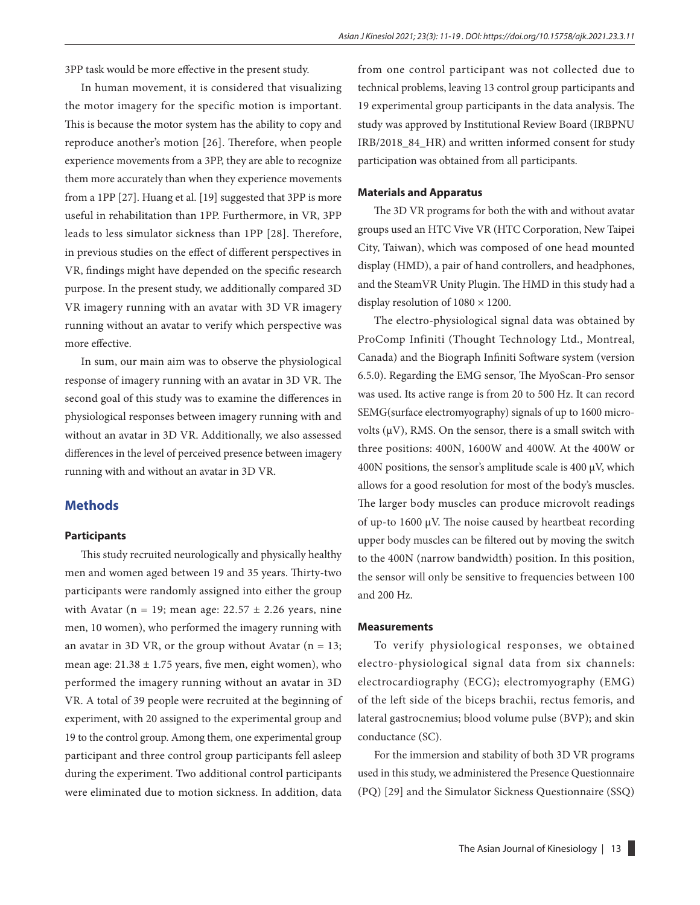3PP task would be more effective in the present study.

In human movement, it is considered that visualizing the motor imagery for the specific motion is important. This is because the motor system has the ability to copy and reproduce another's motion [26]. Therefore, when people experience movements from a 3PP, they are able to recognize them more accurately than when they experience movements from a 1PP [27]. Huang et al. [19] suggested that 3PP is more useful in rehabilitation than 1PP. Furthermore, in VR, 3PP leads to less simulator sickness than 1PP [28]. Therefore, in previous studies on the effect of different perspectives in VR, findings might have depended on the specific research purpose. In the present study, we additionally compared 3D VR imagery running with an avatar with 3D VR imagery running without an avatar to verify which perspective was more effective.

In sum, our main aim was to observe the physiological response of imagery running with an avatar in 3D VR. The second goal of this study was to examine the differences in physiological responses between imagery running with and without an avatar in 3D VR. Additionally, we also assessed differences in the level of perceived presence between imagery running with and without an avatar in 3D VR.

## Methods

### Participants

This study recruited neurologically and physically healthy men and women aged between 19 and 35 years. Thirty-two participants were randomly assigned into either the group with Avatar (n = 19; mean age: 22.57 ± 2.26 years, nine men, 10 women), who performed the imagery running with an avatar in 3D VR, or the group without Avatar (n = 13; mean age: 21.38 ± 1.75 years, five men, eight women), who performed the imagery running without an avatar in 3D VR. A total of 39 people were recruited at the beginning of experiment, with 20 assigned to the experimental group and 19 to the control group. Among them, one experimental group participant and three control group participants fell asleep during the experiment. Two additional control participants were eliminated due to motion sickness. In addition, data from one control participant was not collected due to technical problems, leaving 13 control group participants and 19 experimental group participants in the data analysis. The study was approved by Institutional Review Board (IRBPNU IRB/2018_84_HR) and written informed consent for study participation was obtained from all participants.

### Materials and Apparatus

The 3D VR programs for both the with and without avatar groups used an HTC Vive VR (HTC Corporation, New Taipei City, Taiwan), which was composed of one head mounted display (HMD), a pair of hand controllers, and headphones, and the SteamVR Unity Plugin. The HMD in this study had a display resolution of 1080 × 1200.

The electro-physiological signal data was obtained by ProComp Infiniti (Thought Technology Ltd., Montreal, Canada) and the Biograph Infiniti Software system (version 6.5.0). Regarding the EMG sensor, The MyoScan-Pro sensor was used. Its active range is from 20 to 500 Hz. It can record SEMG(surface electromyography) signals of up to 1600 micro-volts (μV), RMS. On the sensor, there is a small switch with three positions: 400N, 1600W and 400W. At the 400W or 400N positions, the sensor's amplitude scale is 400 μV, which allows for a good resolution for most of the body's muscles. The larger body muscles can produce microvolt readings of up-to 1600 μV. The noise caused by heartbeat recording upper body muscles can be filtered out by moving the switch to the 400N (narrow bandwidth) position. In this position, the sensor will only be sensitive to frequencies between 100 and 200 Hz.

### Measurements

To verify physiological responses, we obtained electro-physiological signal data from six channels: electrocardiography (ECG); electromyography (EMG) of the left side of the biceps brachii, rectus femoris, and lateral gastrocnemius; blood volume pulse (BVP); and skin conductance (SC).

For the immersion and stability of both 3D VR programs used in this study, we administered the Presence Questionnaire (PQ) [29] and the Simulator Sickness Questionnaire (SSQ)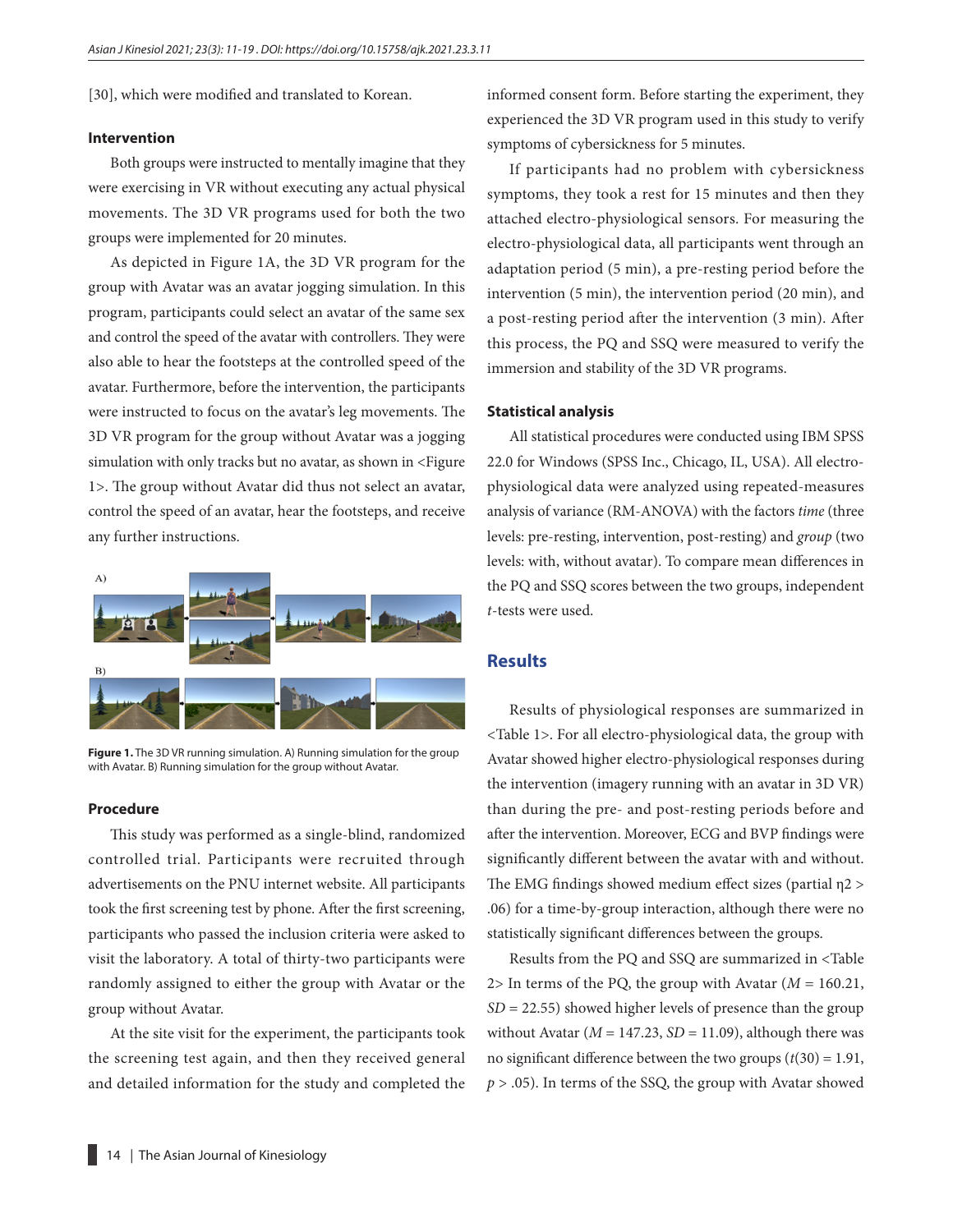[30], which were modified and translated to Korean.

### Intervention

Both groups were instructed to mentally imagine that they were exercising in VR without executing any actual physical movements. The 3D VR programs used for both the two groups were implemented for 20 minutes.

As depicted in Figure 1A, the 3D VR program for the group with Avatar was an avatar jogging simulation. In this program, participants could select an avatar of the same sex and control the speed of the avatar with controllers. They were also able to hear the footsteps at the controlled speed of the avatar. Furthermore, before the intervention, the participants were instructed to focus on the avatar's leg movements. The 3D VR program for the group without Avatar was a jogging simulation with only tracks but no avatar, as shown in <Figure 1>. The group without Avatar did thus not select an avatar, control the speed of an avatar, hear the footsteps, and receive any further instructions.

**Figure 1.** The 3D VR running simulation. A) Running simulation for the group with Avatar. B) Running simulation for the group without Avatar.

### Procedure

This study was performed as a single-blind, randomized controlled trial. Participants were recruited through advertisements on the PNU internet website. All participants took the first screening test by phone. After the first screening, participants who passed the inclusion criteria were asked to visit the laboratory. A total of thirty-two participants were randomly assigned to either the group with Avatar or the group without Avatar.

At the site visit for the experiment, the participants took the screening test again, and then they received general and detailed information for the study and completed the informed consent form. Before starting the experiment, they experienced the 3D VR program used in this study to verify symptoms of cybersickness for 5 minutes.

If participants had no problem with cybersickness symptoms, they took a rest for 15 minutes and then they attached electro-physiological sensors. For measuring the electro-physiological data, all participants went through an adaptation period (5 min), a pre-resting period before the intervention (5 min), the intervention period (20 min), and a post-resting period after the intervention (3 min). After this process, the PQ and SSQ were measured to verify the immersion and stability of the 3D VR programs.

### Statistical analysis

All statistical procedures were conducted using IBM SPSS 22.0 for Windows (SPSS Inc., Chicago, IL, USA). All electro-physiological data were analyzed using repeated-measures analysis of variance (RM-ANOVA) with the factors *time* (three levels: pre-resting, intervention, post-resting) and *group* (two levels: with, without avatar). To compare mean differences in the PQ and SSQ scores between the two groups, independent *t*-tests were used.

## Results

Results of physiological responses are summarized in <Table 1>. For all electro-physiological data, the group with Avatar showed higher electro-physiological responses during the intervention (imagery running with an avatar in 3D VR) than during the pre- and post-resting periods before and after the intervention. Moreover, ECG and BVP findings were significantly different between the avatar with and without. The EMG findings showed medium effect sizes (partial $\eta 2 > .06$) for a time-by-group interaction, although there were no statistically significant differences between the groups.

Results from the PQ and SSQ are summarized in <Table 2> In terms of the PQ, the group with Avatar ($M = 160.21$, $SD = 22.55$) showed higher levels of presence than the group without Avatar ($M = 147.23$, $SD = 11.09$), although there was no significant difference between the two groups ($t(30) = 1.91$, $p > .05$). In terms of the SSQ, the group with Avatar showed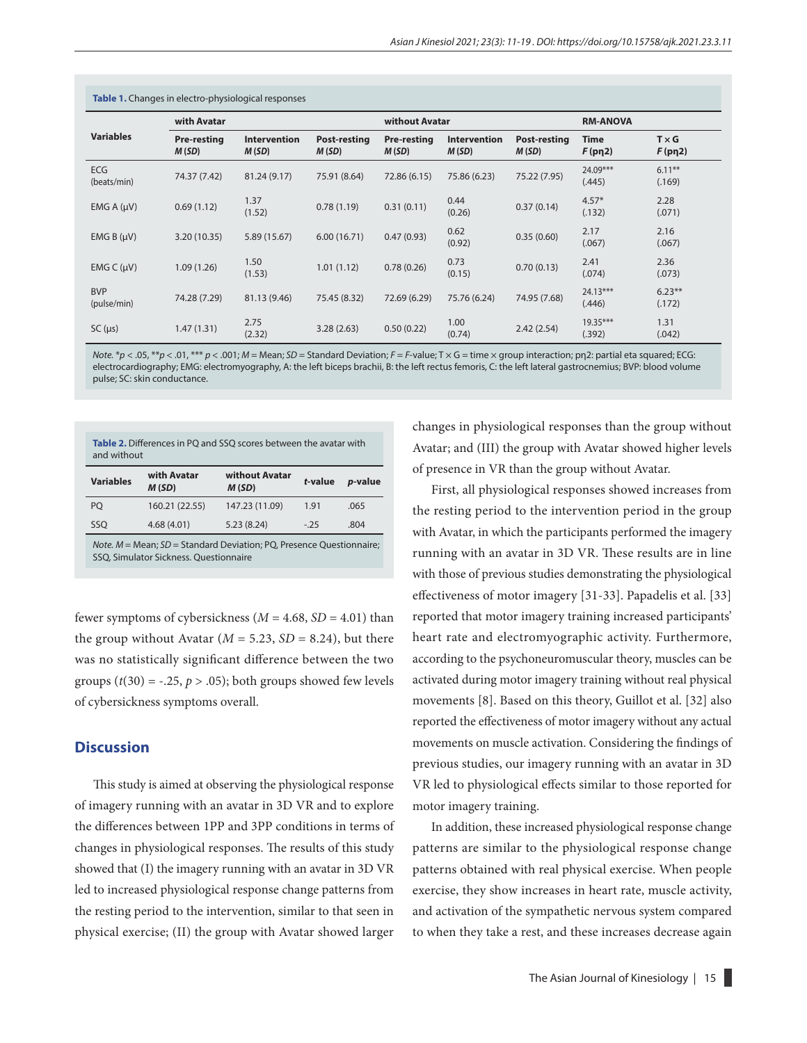**Table 1.** Changes in electro-physiological responses

| Variables | with Avatar | | | without Avatar | | | RM-ANOVA | |
|---|---|---|---|---|---|---|---|---|
| | Pre-resting *M* (*SD*) | Intervention *M* (*SD*) | Post-resting *M* (*SD*) | Pre-resting *M* (*SD*) | Intervention *M* (*SD*) | Post-resting *M* (*SD*) | Time *F* (pη2) | T × G *F* (pη2) |
| ECG (beats/min) | 74.37 (7.42) | 81.24 (9.17) | 75.91 (8.64) | 72.86 (6.15) | 75.86 (6.23) | 75.22 (7.95) | 24.09*** (.445) | 6.11** (.169) |
| EMG A (μV) | 0.69 (1.12) | 1.37 (1.52) | 0.78 (1.19) | 0.31 (0.11) | 0.44 (0.26) | 0.37 (0.14) | 4.57* (.132) | 2.28 (.071) |
| EMG B (μV) | 3.20 (10.35) | 5.89 (15.67) | 6.00 (16.71) | 0.47 (0.93) | 0.62 (0.92) | 0.35 (0.60) | 2.17 (.067) | 2.16 (.067) |
| EMG C (μV) | 1.09 (1.26) | 1.50 (1.53) | 1.01 (1.12) | 0.78 (0.26) | 0.73 (0.15) | 0.70 (0.13) | 2.41 (.074) | 2.36 (.073) |
| BVP (pulse/min) | 74.28 (7.29) | 81.13 (9.46) | 75.45 (8.32) | 72.69 (6.29) | 75.76 (6.24) | 74.95 (7.68) | 24.13*** (.446) | 6.23** (.172) |
| SC (μs) | 1.47 (1.31) | 2.75 (2.32) | 3.28 (2.63) | 0.50 (0.22) | 1.00 (0.74) | 2.42 (2.54) | 19.35*** (.392) | 1.31 (.042) |

*Note.* *$p < .05$, **$p < .01$, *** $p < .001$; *M* = Mean; *SD* = Standard Deviation; *F* = *F*-value; T × G = time × group interaction; pη2: partial eta squared; ECG: electrocardiography; EMG: electromyography, A: the left biceps brachii, B: the left rectus femoris, C: the left lateral gastrocnemius; BVP: blood volume pulse; SC: skin conductance.

**Table 2.** Differences in PQ and SSQ scores between the avatar with and without

| Variables | with Avatar *M* (*SD*) | without Avatar *M* (*SD*) | *t*-value | *p*-value |
|---|---|---|---|---|
| PQ | 160.21 (22.55) | 147.23 (11.09) | 1.91 | .065 |
| SSQ | 4.68 (4.01) | 5.23 (8.24) | -.25 | .804 |

*Note. M* = Mean; *SD* = Standard Deviation; PQ, Presence Questionnaire; SSQ, Simulator Sickness. Questionnaire

fewer symptoms of cybersickness ($M = 4.68$, $SD = 4.01$) than the group without Avatar ($M = 5.23$, $SD = 8.24$), but there was no statistically significant difference between the two groups ($t(30) = -.25$, $p > .05$); both groups showed few levels of cybersickness symptoms overall.

## Discussion

This study is aimed at observing the physiological response of imagery running with an avatar in 3D VR and to explore the differences between 1PP and 3PP conditions in terms of changes in physiological responses. The results of this study showed that (I) the imagery running with an avatar in 3D VR led to increased physiological response change patterns from the resting period to the intervention, similar to that seen in physical exercise; (II) the group with Avatar showed larger changes in physiological responses than the group without Avatar; and (III) the group with Avatar showed higher levels of presence in VR than the group without Avatar.

First, all physiological responses showed increases from the resting period to the intervention period in the group with Avatar, in which the participants performed the imagery running with an avatar in 3D VR. These results are in line with those of previous studies demonstrating the physiological effectiveness of motor imagery [31-33]. Papadelis et al. [33] reported that motor imagery training increased participants' heart rate and electromyographic activity. Furthermore, according to the psychoneuromuscular theory, muscles can be activated during motor imagery training without real physical movements [8]. Based on this theory, Guillot et al. [32] also reported the effectiveness of motor imagery without any actual movements on muscle activation. Considering the findings of previous studies, our imagery running with an avatar in 3D VR led to physiological effects similar to those reported for motor imagery training.

In addition, these increased physiological response change patterns are similar to the physiological response change patterns obtained with real physical exercise. When people exercise, they show increases in heart rate, muscle activity, and activation of the sympathetic nervous system compared to when they take a rest, and these increases decrease again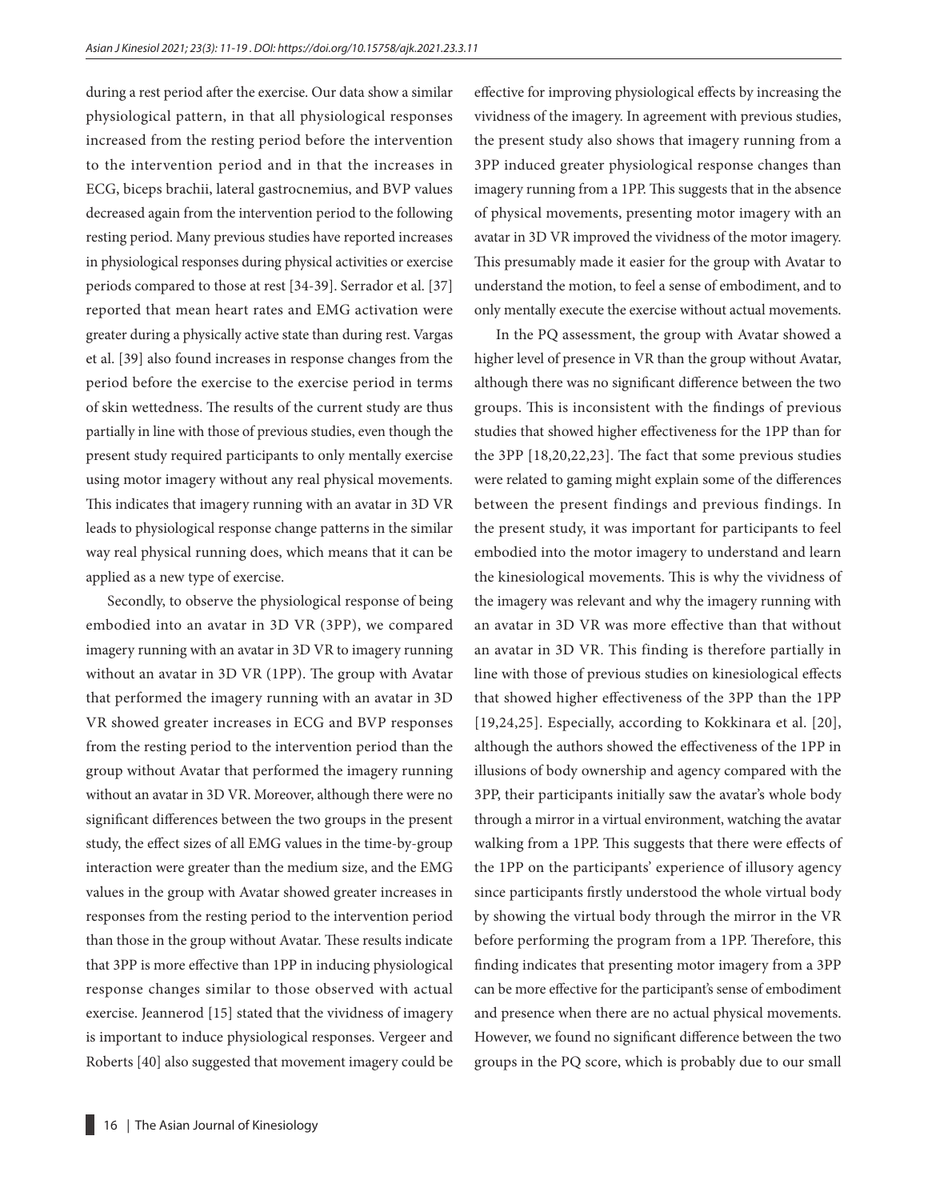during a rest period after the exercise. Our data show a similar physiological pattern, in that all physiological responses increased from the resting period before the intervention to the intervention period and in that the increases in ECG, biceps brachii, lateral gastrocnemius, and BVP values decreased again from the intervention period to the following resting period. Many previous studies have reported increases in physiological responses during physical activities or exercise periods compared to those at rest [34-39]. Serrador et al. [37] reported that mean heart rates and EMG activation were greater during a physically active state than during rest. Vargas et al. [39] also found increases in response changes from the period before the exercise to the exercise period in terms of skin wettedness. The results of the current study are thus partially in line with those of previous studies, even though the present study required participants to only mentally exercise using motor imagery without any real physical movements. This indicates that imagery running with an avatar in 3D VR leads to physiological response change patterns in the similar way real physical running does, which means that it can be applied as a new type of exercise.

Secondly, to observe the physiological response of being embodied into an avatar in 3D VR (3PP), we compared imagery running with an avatar in 3D VR to imagery running without an avatar in 3D VR (1PP). The group with Avatar that performed the imagery running with an avatar in 3D VR showed greater increases in ECG and BVP responses from the resting period to the intervention period than the group without Avatar that performed the imagery running without an avatar in 3D VR. Moreover, although there were no significant differences between the two groups in the present study, the effect sizes of all EMG values in the time-by-group interaction were greater than the medium size, and the EMG values in the group with Avatar showed greater increases in responses from the resting period to the intervention period than those in the group without Avatar. These results indicate that 3PP is more effective than 1PP in inducing physiological response changes similar to those observed with actual exercise. Jeannerod [15] stated that the vividness of imagery is important to induce physiological responses. Vergeer and Roberts [40] also suggested that movement imagery could be effective for improving physiological effects by increasing the vividness of the imagery. In agreement with previous studies, the present study also shows that imagery running from a 3PP induced greater physiological response changes than imagery running from a 1PP. This suggests that in the absence of physical movements, presenting motor imagery with an avatar in 3D VR improved the vividness of the motor imagery. This presumably made it easier for the group with Avatar to understand the motion, to feel a sense of embodiment, and to only mentally execute the exercise without actual movements.

In the PQ assessment, the group with Avatar showed a higher level of presence in VR than the group without Avatar, although there was no significant difference between the two groups. This is inconsistent with the findings of previous studies that showed higher effectiveness for the 1PP than for the 3PP [18,20,22,23]. The fact that some previous studies were related to gaming might explain some of the differences between the present findings and previous findings. In the present study, it was important for participants to feel embodied into the motor imagery to understand and learn the kinesiological movements. This is why the vividness of the imagery was relevant and why the imagery running with an avatar in 3D VR was more effective than that without an avatar in 3D VR. This finding is therefore partially in line with those of previous studies on kinesiological effects that showed higher effectiveness of the 3PP than the 1PP [19,24,25]. Especially, according to Kokkinara et al. [20], although the authors showed the effectiveness of the 1PP in illusions of body ownership and agency compared with the 3PP, their participants initially saw the avatar's whole body through a mirror in a virtual environment, watching the avatar walking from a 1PP. This suggests that there were effects of the 1PP on the participants' experience of illusory agency since participants firstly understood the whole virtual body by showing the virtual body through the mirror in the VR before performing the program from a 1PP. Therefore, this finding indicates that presenting motor imagery from a 3PP can be more effective for the participant's sense of embodiment and presence when there are no actual physical movements. However, we found no significant difference between the two groups in the PQ score, which is probably due to our small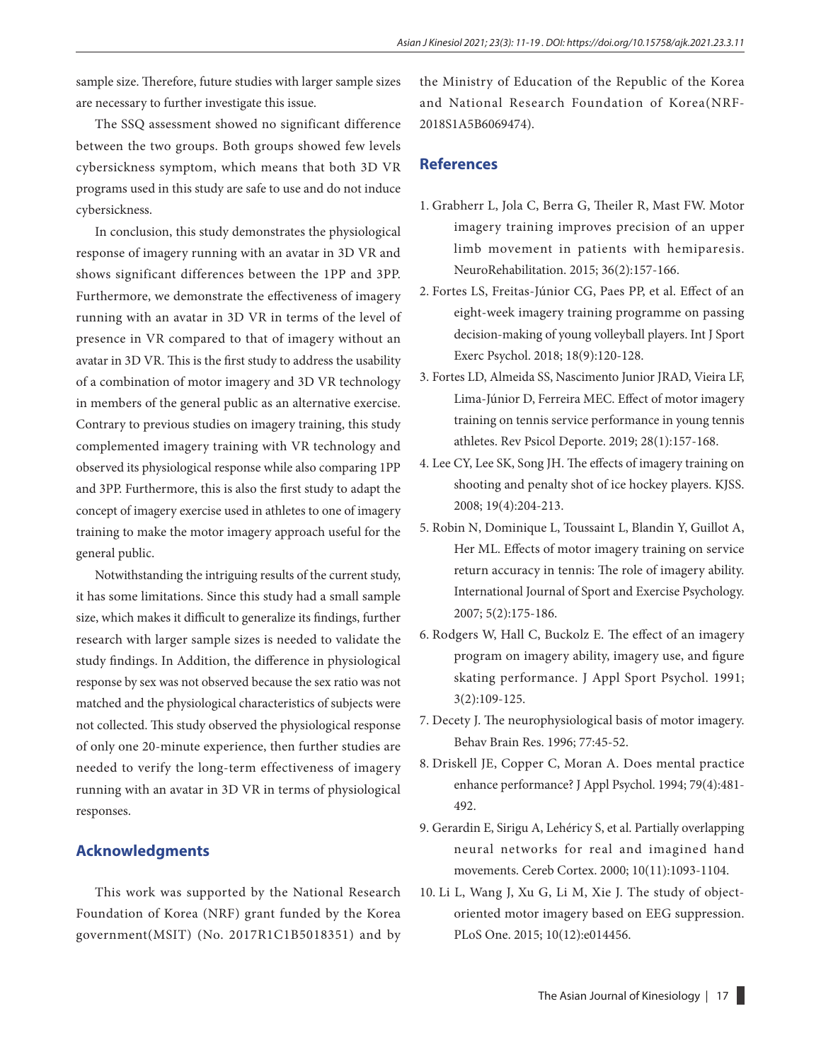sample size. Therefore, future studies with larger sample sizes are necessary to further investigate this issue.

The SSQ assessment showed no significant difference between the two groups. Both groups showed few levels cybersickness symptom, which means that both 3D VR programs used in this study are safe to use and do not induce cybersickness.

In conclusion, this study demonstrates the physiological response of imagery running with an avatar in 3D VR and shows significant differences between the 1PP and 3PP. Furthermore, we demonstrate the effectiveness of imagery running with an avatar in 3D VR in terms of the level of presence in VR compared to that of imagery without an avatar in 3D VR. This is the first study to address the usability of a combination of motor imagery and 3D VR technology in members of the general public as an alternative exercise. Contrary to previous studies on imagery training, this study complemented imagery training with VR technology and observed its physiological response while also comparing 1PP and 3PP. Furthermore, this is also the first study to adapt the concept of imagery exercise used in athletes to one of imagery training to make the motor imagery approach useful for the general public.

Notwithstanding the intriguing results of the current study, it has some limitations. Since this study had a small sample size, which makes it difficult to generalize its findings, further research with larger sample sizes is needed to validate the study findings. In Addition, the difference in physiological response by sex was not observed because the sex ratio was not matched and the physiological characteristics of subjects were not collected. This study observed the physiological response of only one 20-minute experience, then further studies are needed to verify the long-term effectiveness of imagery running with an avatar in 3D VR in terms of physiological responses.

## Acknowledgments

This work was supported by the National Research Foundation of Korea (NRF) grant funded by the Korea government(MSIT) (No. 2017R1C1B5018351) and by the Ministry of Education of the Republic of the Korea and National Research Foundation of Korea(NRF-2018S1A5B6069474).

## References

1. Grabherr L, Jola C, Berra G, Theiler R, Mast FW. Motor imagery training improves precision of an upper limb movement in patients with hemiparesis. NeuroRehabilitation. 2015; 36(2):157-166.
2. Fortes LS, Freitas-Júnior CG, Paes PP, et al. Effect of an eight-week imagery training programme on passing decision-making of young volleyball players. Int J Sport Exerc Psychol. 2018; 18(9):120-128.
3. Fortes LD, Almeida SS, Nascimento Junior JRAD, Vieira LF, Lima-Júnior D, Ferreira MEC. Effect of motor imagery training on tennis service performance in young tennis athletes. Rev Psicol Deporte. 2019; 28(1):157-168.
4. Lee CY, Lee SK, Song JH. The effects of imagery training on shooting and penalty shot of ice hockey players. KJSS. 2008; 19(4):204-213.
5. Robin N, Dominique L, Toussaint L, Blandin Y, Guillot A, Her ML. Effects of motor imagery training on service return accuracy in tennis: The role of imagery ability. International Journal of Sport and Exercise Psychology. 2007; 5(2):175-186.
6. Rodgers W, Hall C, Buckolz E. The effect of an imagery program on imagery ability, imagery use, and figure skating performance. J Appl Sport Psychol. 1991; 3(2):109-125.
7. Decety J. The neurophysiological basis of motor imagery. Behav Brain Res. 1996; 77:45-52.
8. Driskell JE, Copper C, Moran A. Does mental practice enhance performance? J Appl Psychol. 1994; 79(4):481-492.
9. Gerardin E, Sirigu A, Lehéricy S, et al. Partially overlapping neural networks for real and imagined hand movements. Cereb Cortex. 2000; 10(11):1093-1104.
10. Li L, Wang J, Xu G, Li M, Xie J. The study of object-oriented motor imagery based on EEG suppression. PLoS One. 2015; 10(12):e014456.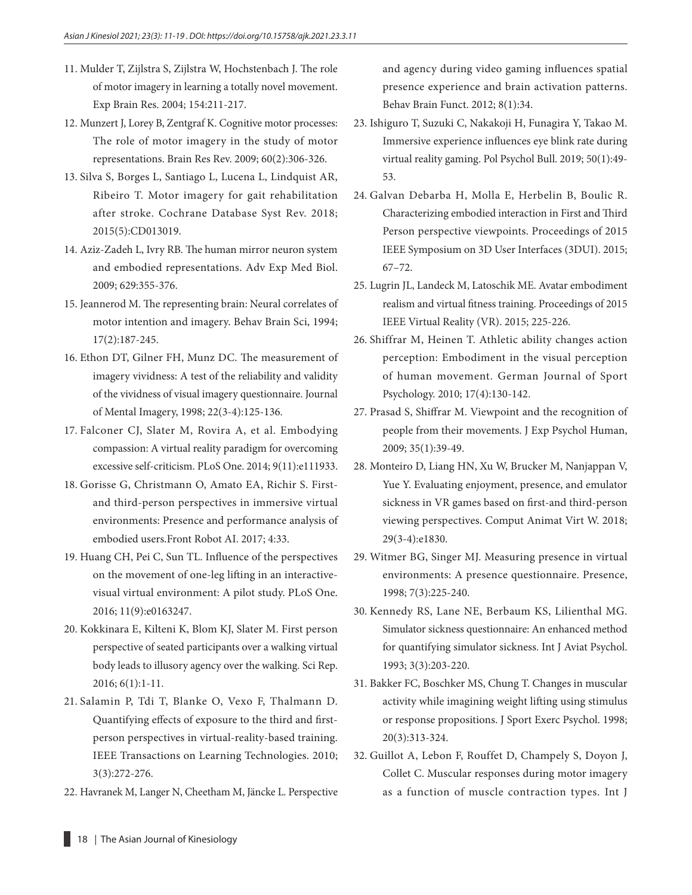11. Mulder T, Zijlstra S, Zijlstra W, Hochstenbach J. The role of motor imagery in learning a totally novel movement. Exp Brain Res. 2004; 154:211-217.
12. Munzert J, Lorey B, Zentgraf K. Cognitive motor processes: The role of motor imagery in the study of motor representations. Brain Res Rev. 2009; 60(2):306-326.
13. Silva S, Borges L, Santiago L, Lucena L, Lindquist AR, Ribeiro T. Motor imagery for gait rehabilitation after stroke. Cochrane Database Syst Rev. 2018; 2015(5):CD013019.
14. Aziz-Zadeh L, Ivry RB. The human mirror neuron system and embodied representations. Adv Exp Med Biol. 2009; 629:355-376.
15. Jeannerod M. The representing brain: Neural correlates of motor intention and imagery. Behav Brain Sci, 1994; 17(2):187-245.
16. Ethon DT, Gilner FH, Munz DC. The measurement of imagery vividness: A test of the reliability and validity of the vividness of visual imagery questionnaire. Journal of Mental Imagery, 1998; 22(3-4):125-136.
17. Falconer CJ, Slater M, Rovira A, et al. Embodying compassion: A virtual reality paradigm for overcoming excessive self-criticism. PLoS One. 2014; 9(11):e111933.
18. Gorisse G, Christmann O, Amato EA, Richir S. First- and third-person perspectives in immersive virtual environments: Presence and performance analysis of embodied users.Front Robot AI. 2017; 4:33.
19. Huang CH, Pei C, Sun TL. Influence of the perspectives on the movement of one-leg lifting in an interactive-visual virtual environment: A pilot study. PLoS One. 2016; 11(9):e0163247.
20. Kokkinara E, Kilteni K, Blom KJ, Slater M. First person perspective of seated participants over a walking virtual body leads to illusory agency over the walking. Sci Rep. 2016; 6(1):1-11.
21. Salamin P, Tdi T, Blanke O, Vexo F, Thalmann D. Quantifying effects of exposure to the third and first-person perspectives in virtual-reality-based training. IEEE Transactions on Learning Technologies. 2010; 3(3):272-276.
22. Havranek M, Langer N, Cheetham M, Jäncke L. Perspective and agency during video gaming influences spatial presence experience and brain activation patterns. Behav Brain Funct. 2012; 8(1):34.
23. Ishiguro T, Suzuki C, Nakakoji H, Funagira Y, Takao M. Immersive experience influences eye blink rate during virtual reality gaming. Pol Psychol Bull. 2019; 50(1):49-53.
24. Galvan Debarba H, Molla E, Herbelin B, Boulic R. Characterizing embodied interaction in First and Third Person perspective viewpoints. Proceedings of 2015 IEEE Symposium on 3D User Interfaces (3DUI). 2015; 67–72.
25. Lugrin JL, Landeck M, Latoschik ME. Avatar embodiment realism and virtual fitness training. Proceedings of 2015 IEEE Virtual Reality (VR). 2015; 225-226.
26. Shiffrar M, Heinen T. Athletic ability changes action perception: Embodiment in the visual perception of human movement. German Journal of Sport Psychology. 2010; 17(4):130-142.
27. Prasad S, Shiffrar M. Viewpoint and the recognition of people from their movements. J Exp Psychol Human, 2009; 35(1):39-49.
28. Monteiro D, Liang HN, Xu W, Brucker M, Nanjappan V, Yue Y. Evaluating enjoyment, presence, and emulator sickness in VR games based on first-and third-person viewing perspectives. Comput Animat Virt W. 2018; 29(3-4):e1830.
29. Witmer BG, Singer MJ. Measuring presence in virtual environments: A presence questionnaire. Presence, 1998; 7(3):225-240.
30. Kennedy RS, Lane NE, Berbaum KS, Lilienthal MG. Simulator sickness questionnaire: An enhanced method for quantifying simulator sickness. Int J Aviat Psychol. 1993; 3(3):203-220.
31. Bakker FC, Boschker MS, Chung T. Changes in muscular activity while imagining weight lifting using stimulus or response propositions. J Sport Exerc Psychol. 1998; 20(3):313-324.
32. Guillot A, Lebon F, Rouffet D, Champely S, Doyon J, Collet C. Muscular responses during motor imagery as a function of muscle contraction types. Int J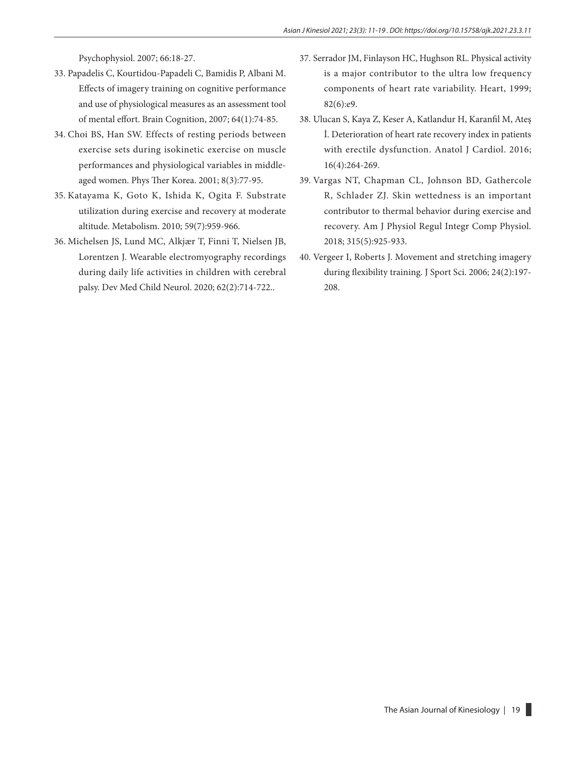Psychophysiol. 2007; 66:18-27.

33. Papadelis C, Kourtidou-Papadeli C, Bamidis P, Albani M. Effects of imagery training on cognitive performance and use of physiological measures as an assessment tool of mental effort. Brain Cognition, 2007; 64(1):74-85.
34. Choi BS, Han SW. Effects of resting periods between exercise sets during isokinetic exercise on muscle performances and physiological variables in middle-aged women. Phys Ther Korea. 2001; 8(3):77-95.
35. Katayama K, Goto K, Ishida K, Ogita F. Substrate utilization during exercise and recovery at moderate altitude. Metabolism. 2010; 59(7):959-966.
36. Michelsen JS, Lund MC, Alkjær T, Finni T, Nielsen JB, Lorentzen J. Wearable electromyography recordings during daily life activities in children with cerebral palsy. Dev Med Child Neurol. 2020; 62(2):714-722..
37. Serrador JM, Finlayson HC, Hughson RL. Physical activity is a major contributor to the ultra low frequency components of heart rate variability. Heart, 1999; 82(6):e9.
38. Ulucan S, Kaya Z, Keser A, Katlandur H, Karanfil M, Ateş İ. Deterioration of heart rate recovery index in patients with erectile dysfunction. Anatol J Cardiol. 2016; 16(4):264-269.
39. Vargas NT, Chapman CL, Johnson BD, Gathercole R, Schlader ZJ. Skin wettedness is an important contributor to thermal behavior during exercise and recovery. Am J Physiol Regul Integr Comp Physiol. 2018; 315(5):925-933.
40. Vergeer I, Roberts J. Movement and stretching imagery during flexibility training. J Sport Sci. 2006; 24(2):197-208.